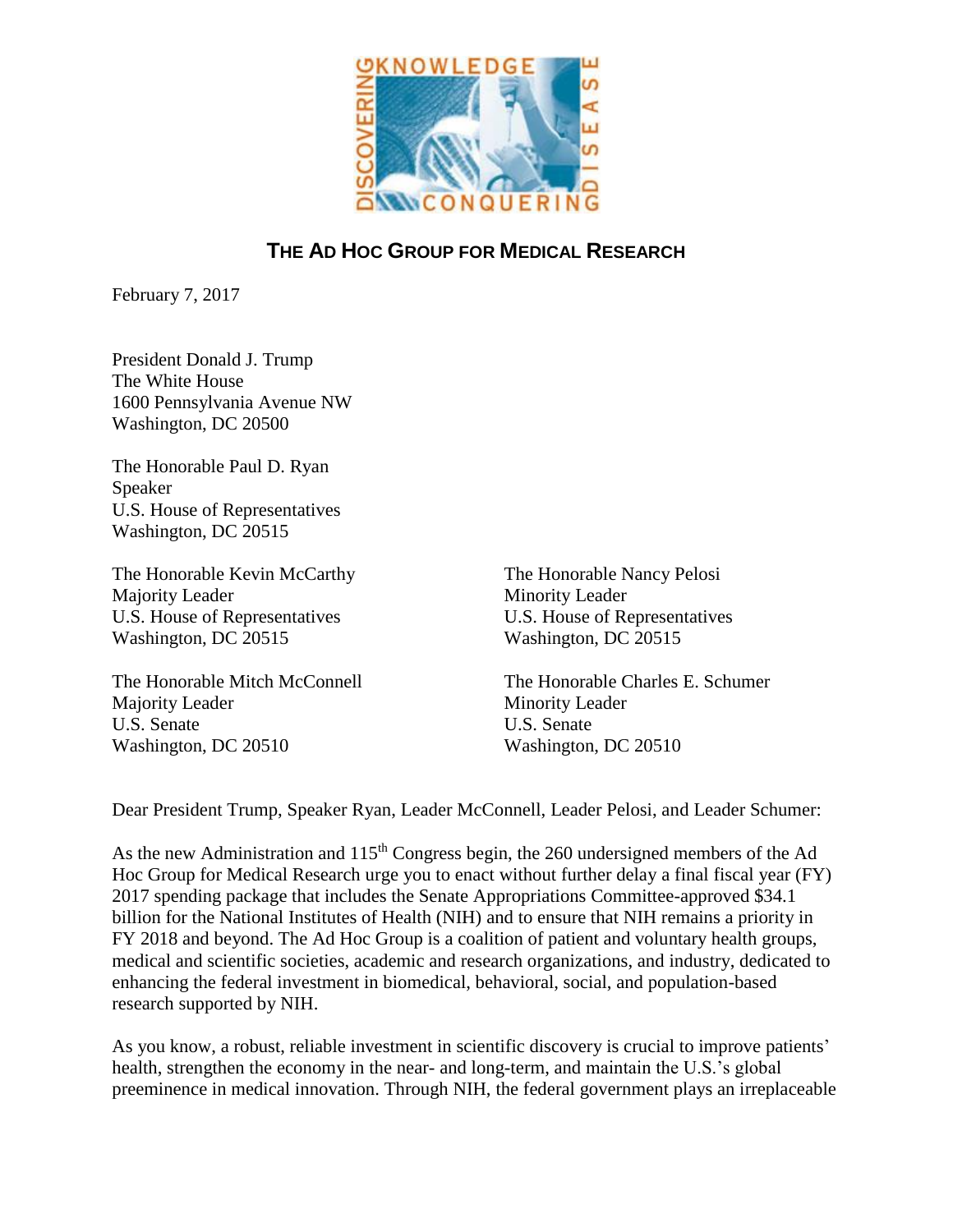## THE AD HOC GROUP FOR MEDICAL RESEARCH

February 7, 2017

President Donald J. Trump
The White House
1600 Pennsylvania Avenue NW
Washington, DC 20500

The Honorable Paul D. Ryan
Speaker
U.S. House of Representatives
Washington, DC 20515

The Honorable Kevin McCarthy
Majority Leader
U.S. House of Representatives
Washington, DC 20515

The Honorable Nancy Pelosi
Minority Leader
U.S. House of Representatives
Washington, DC 20515

The Honorable Mitch McConnell
Majority Leader
U.S. Senate
Washington, DC 20510

The Honorable Charles E. Schumer
Minority Leader
U.S. Senate
Washington, DC 20510

Dear President Trump, Speaker Ryan, Leader McConnell, Leader Pelosi, and Leader Schumer:

As the new Administration and 115th Congress begin, the 260 undersigned members of the Ad Hoc Group for Medical Research urge you to enact without further delay a final fiscal year (FY) 2017 spending package that includes the Senate Appropriations Committee-approved $34.1 billion for the National Institutes of Health (NIH) and to ensure that NIH remains a priority in FY 2018 and beyond. The Ad Hoc Group is a coalition of patient and voluntary health groups, medical and scientific societies, academic and research organizations, and industry, dedicated to enhancing the federal investment in biomedical, behavioral, social, and population-based research supported by NIH.

As you know, a robust, reliable investment in scientific discovery is crucial to improve patients' health, strengthen the economy in the near- and long-term, and maintain the U.S.'s global preeminence in medical innovation. Through NIH, the federal government plays an irreplaceable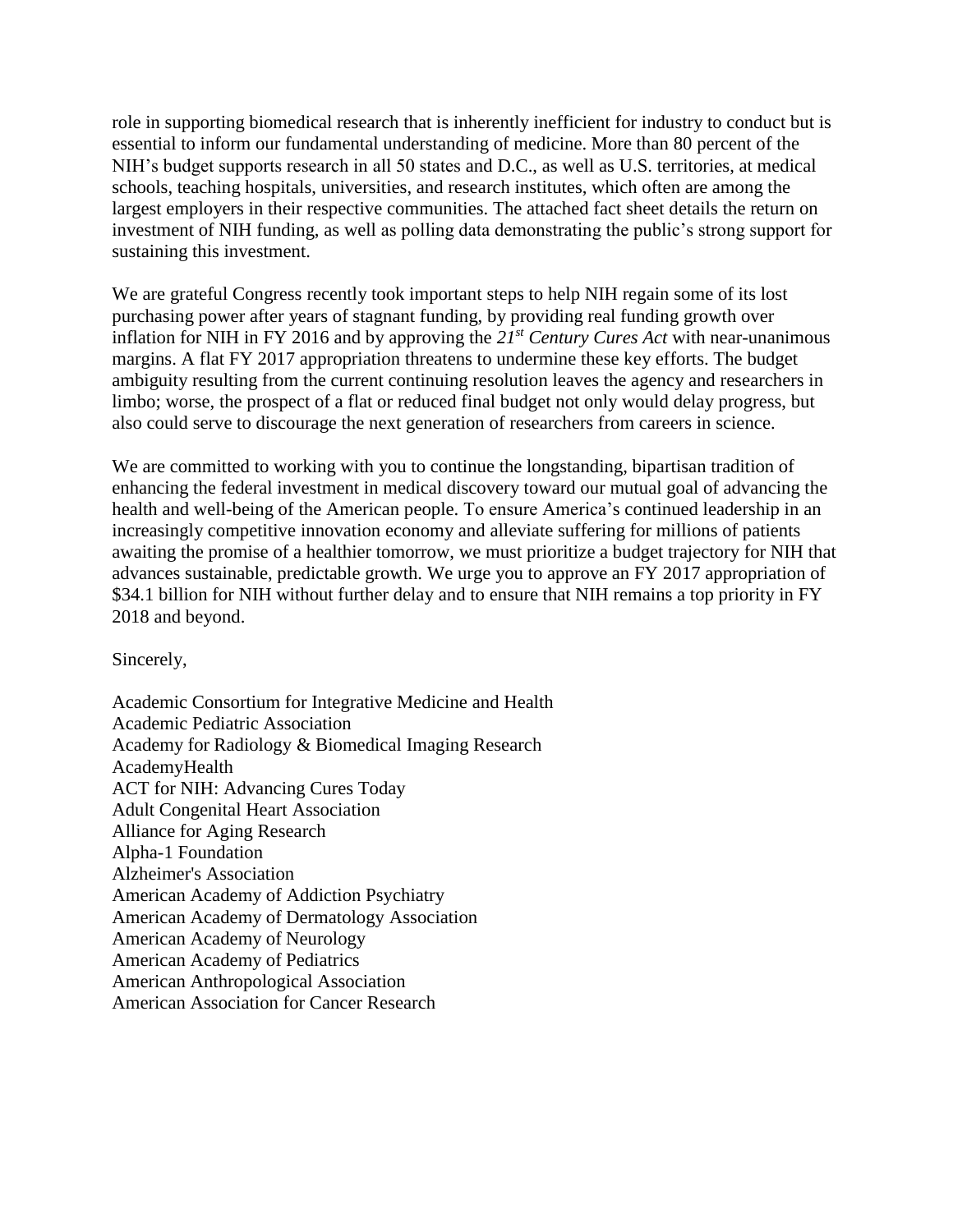role in supporting biomedical research that is inherently inefficient for industry to conduct but is essential to inform our fundamental understanding of medicine. More than 80 percent of the NIH's budget supports research in all 50 states and D.C., as well as U.S. territories, at medical schools, teaching hospitals, universities, and research institutes, which often are among the largest employers in their respective communities. The attached fact sheet details the return on investment of NIH funding, as well as polling data demonstrating the public's strong support for sustaining this investment.

We are grateful Congress recently took important steps to help NIH regain some of its lost purchasing power after years of stagnant funding, by providing real funding growth over inflation for NIH in FY 2016 and by approving the *21st Century Cures Act* with near-unanimous margins. A flat FY 2017 appropriation threatens to undermine these key efforts. The budget ambiguity resulting from the current continuing resolution leaves the agency and researchers in limbo; worse, the prospect of a flat or reduced final budget not only would delay progress, but also could serve to discourage the next generation of researchers from careers in science.

We are committed to working with you to continue the longstanding, bipartisan tradition of enhancing the federal investment in medical discovery toward our mutual goal of advancing the health and well-being of the American people. To ensure America's continued leadership in an increasingly competitive innovation economy and alleviate suffering for millions of patients awaiting the promise of a healthier tomorrow, we must prioritize a budget trajectory for NIH that advances sustainable, predictable growth. We urge you to approve an FY 2017 appropriation of $34.1 billion for NIH without further delay and to ensure that NIH remains a top priority in FY 2018 and beyond.

Sincerely,

Academic Consortium for Integrative Medicine and Health
Academic Pediatric Association
Academy for Radiology & Biomedical Imaging Research
AcademyHealth
ACT for NIH: Advancing Cures Today
Adult Congenital Heart Association
Alliance for Aging Research
Alpha-1 Foundation
Alzheimer's Association
American Academy of Addiction Psychiatry
American Academy of Dermatology Association
American Academy of Neurology
American Academy of Pediatrics
American Anthropological Association
American Association for Cancer Research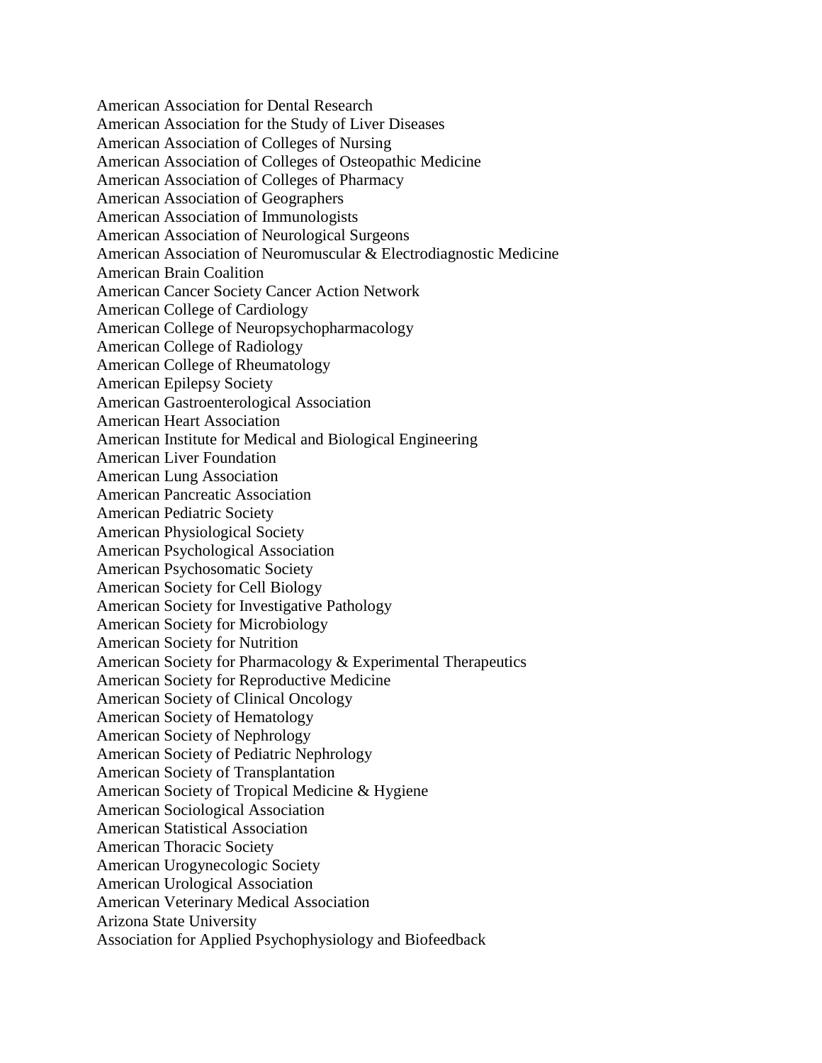American Association for Dental Research
American Association for the Study of Liver Diseases
American Association of Colleges of Nursing
American Association of Colleges of Osteopathic Medicine
American Association of Colleges of Pharmacy
American Association of Geographers
American Association of Immunologists
American Association of Neurological Surgeons
American Association of Neuromuscular & Electrodiagnostic Medicine
American Brain Coalition
American Cancer Society Cancer Action Network
American College of Cardiology
American College of Neuropsychopharmacology
American College of Radiology
American College of Rheumatology
American Epilepsy Society
American Gastroenterological Association
American Heart Association
American Institute for Medical and Biological Engineering
American Liver Foundation
American Lung Association
American Pancreatic Association
American Pediatric Society
American Physiological Society
American Psychological Association
American Psychosomatic Society
American Society for Cell Biology
American Society for Investigative Pathology
American Society for Microbiology
American Society for Nutrition
American Society for Pharmacology & Experimental Therapeutics
American Society for Reproductive Medicine
American Society of Clinical Oncology
American Society of Hematology
American Society of Nephrology
American Society of Pediatric Nephrology
American Society of Transplantation
American Society of Tropical Medicine & Hygiene
American Sociological Association
American Statistical Association
American Thoracic Society
American Urogynecologic Society
American Urological Association
American Veterinary Medical Association
Arizona State University
Association for Applied Psychophysiology and Biofeedback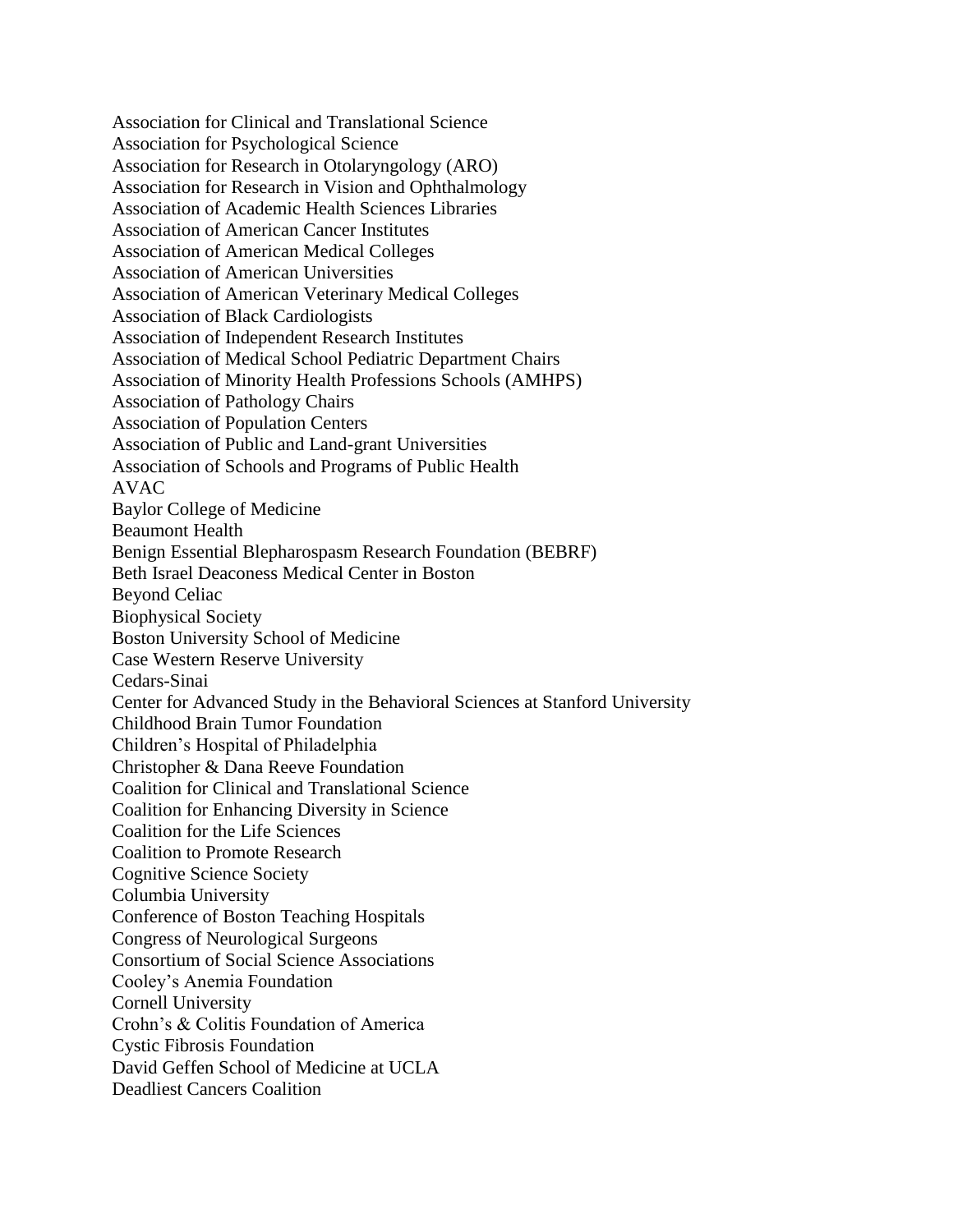Association for Clinical and Translational Science
Association for Psychological Science
Association for Research in Otolaryngology (ARO)
Association for Research in Vision and Ophthalmology
Association of Academic Health Sciences Libraries
Association of American Cancer Institutes
Association of American Medical Colleges
Association of American Universities
Association of American Veterinary Medical Colleges
Association of Black Cardiologists
Association of Independent Research Institutes
Association of Medical School Pediatric Department Chairs
Association of Minority Health Professions Schools (AMHPS)
Association of Pathology Chairs
Association of Population Centers
Association of Public and Land-grant Universities
Association of Schools and Programs of Public Health
AVAC
Baylor College of Medicine
Beaumont Health
Benign Essential Blepharospasm Research Foundation (BEBRF)
Beth Israel Deaconess Medical Center in Boston
Beyond Celiac
Biophysical Society
Boston University School of Medicine
Case Western Reserve University
Cedars-Sinai
Center for Advanced Study in the Behavioral Sciences at Stanford University
Childhood Brain Tumor Foundation
Children's Hospital of Philadelphia
Christopher & Dana Reeve Foundation
Coalition for Clinical and Translational Science
Coalition for Enhancing Diversity in Science
Coalition for the Life Sciences
Coalition to Promote Research
Cognitive Science Society
Columbia University
Conference of Boston Teaching Hospitals
Congress of Neurological Surgeons
Consortium of Social Science Associations
Cooley's Anemia Foundation
Cornell University
Crohn's & Colitis Foundation of America
Cystic Fibrosis Foundation
David Geffen School of Medicine at UCLA
Deadliest Cancers Coalition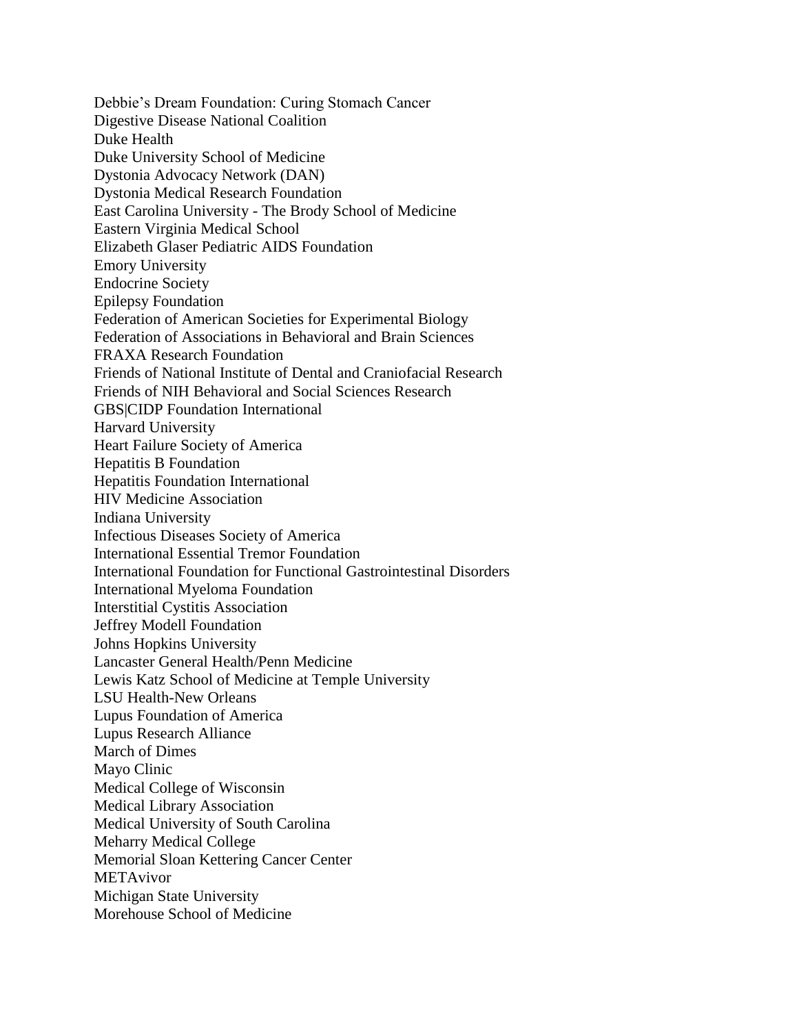Debbie's Dream Foundation: Curing Stomach Cancer
Digestive Disease National Coalition
Duke Health
Duke University School of Medicine
Dystonia Advocacy Network (DAN)
Dystonia Medical Research Foundation
East Carolina University - The Brody School of Medicine
Eastern Virginia Medical School
Elizabeth Glaser Pediatric AIDS Foundation
Emory University
Endocrine Society
Epilepsy Foundation
Federation of American Societies for Experimental Biology
Federation of Associations in Behavioral and Brain Sciences
FRAXA Research Foundation
Friends of National Institute of Dental and Craniofacial Research
Friends of NIH Behavioral and Social Sciences Research
GBS|CIDP Foundation International
Harvard University
Heart Failure Society of America
Hepatitis B Foundation
Hepatitis Foundation International
HIV Medicine Association
Indiana University
Infectious Diseases Society of America
International Essential Tremor Foundation
International Foundation for Functional Gastrointestinal Disorders
International Myeloma Foundation
Interstitial Cystitis Association
Jeffrey Modell Foundation
Johns Hopkins University
Lancaster General Health/Penn Medicine
Lewis Katz School of Medicine at Temple University
LSU Health-New Orleans
Lupus Foundation of America
Lupus Research Alliance
March of Dimes
Mayo Clinic
Medical College of Wisconsin
Medical Library Association
Medical University of South Carolina
Meharry Medical College
Memorial Sloan Kettering Cancer Center
METAvivor
Michigan State University
Morehouse School of Medicine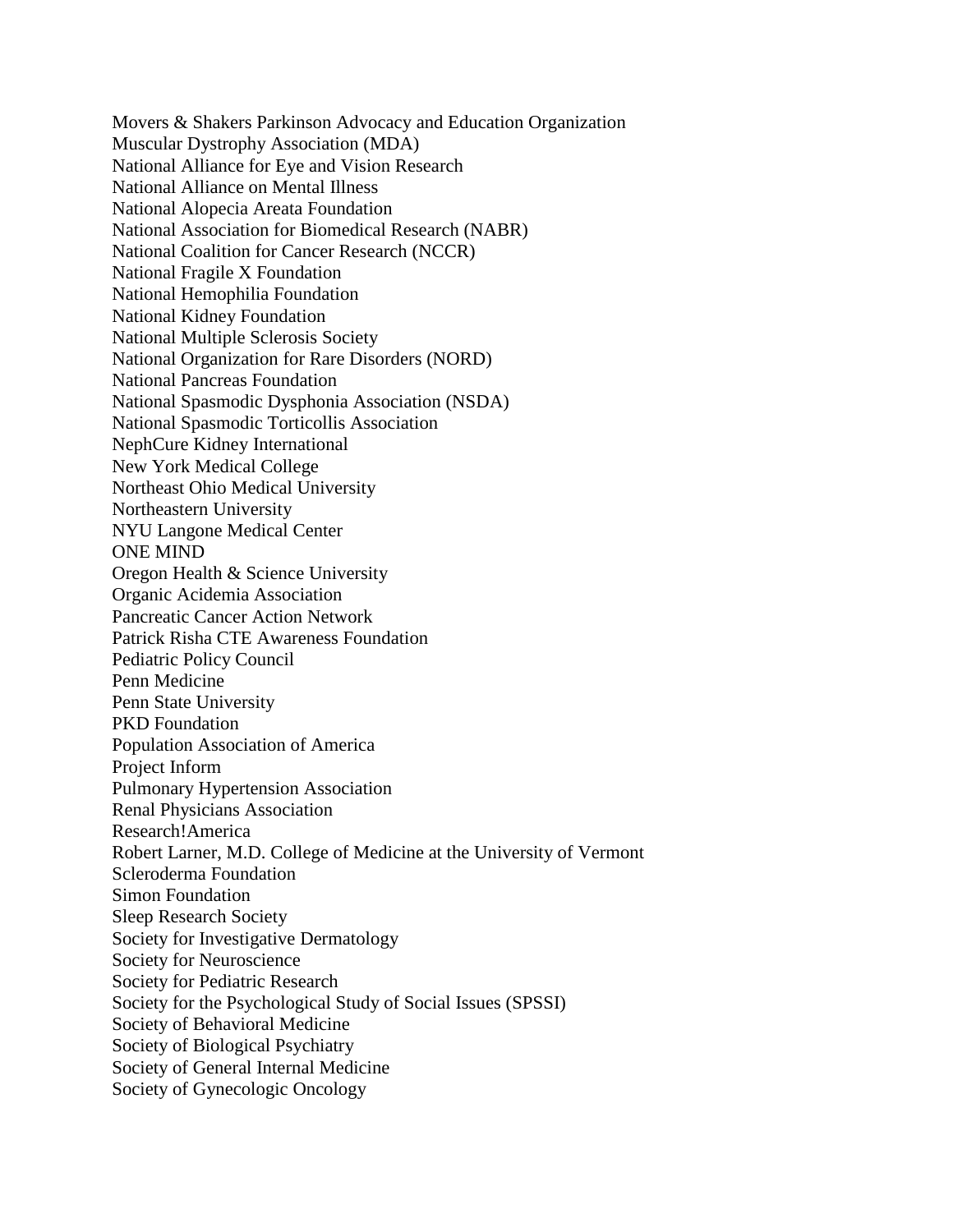Movers & Shakers Parkinson Advocacy and Education Organization
Muscular Dystrophy Association (MDA)
National Alliance for Eye and Vision Research
National Alliance on Mental Illness
National Alopecia Areata Foundation
National Association for Biomedical Research (NABR)
National Coalition for Cancer Research (NCCR)
National Fragile X Foundation
National Hemophilia Foundation
National Kidney Foundation
National Multiple Sclerosis Society
National Organization for Rare Disorders (NORD)
National Pancreas Foundation
National Spasmodic Dysphonia Association (NSDA)
National Spasmodic Torticollis Association
NephCure Kidney International
New York Medical College
Northeast Ohio Medical University
Northeastern University
NYU Langone Medical Center
ONE MIND
Oregon Health & Science University
Organic Acidemia Association
Pancreatic Cancer Action Network
Patrick Risha CTE Awareness Foundation
Pediatric Policy Council
Penn Medicine
Penn State University
PKD Foundation
Population Association of America
Project Inform
Pulmonary Hypertension Association
Renal Physicians Association
Research!America
Robert Larner, M.D. College of Medicine at the University of Vermont
Scleroderma Foundation
Simon Foundation
Sleep Research Society
Society for Investigative Dermatology
Society for Neuroscience
Society for Pediatric Research
Society for the Psychological Study of Social Issues (SPSSI)
Society of Behavioral Medicine
Society of Biological Psychiatry
Society of General Internal Medicine
Society of Gynecologic Oncology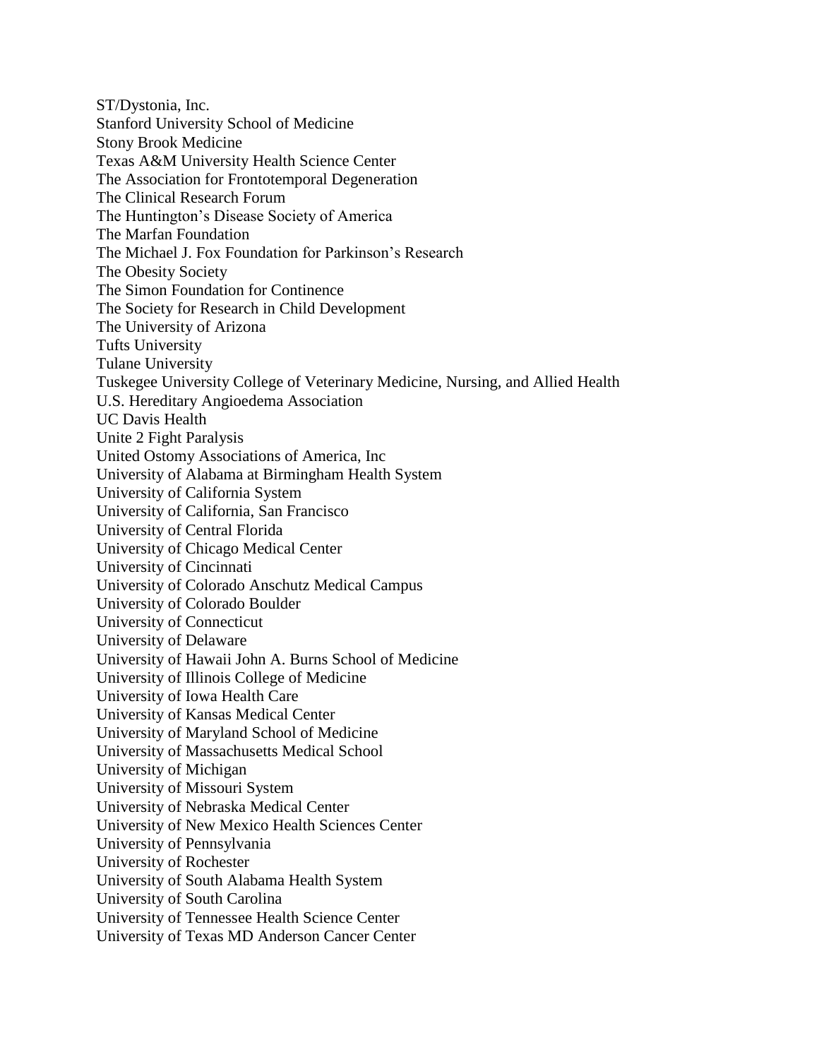ST/Dystonia, Inc.
Stanford University School of Medicine
Stony Brook Medicine
Texas A&M University Health Science Center
The Association for Frontotemporal Degeneration
The Clinical Research Forum
The Huntington's Disease Society of America
The Marfan Foundation
The Michael J. Fox Foundation for Parkinson's Research
The Obesity Society
The Simon Foundation for Continence
The Society for Research in Child Development
The University of Arizona
Tufts University
Tulane University
Tuskegee University College of Veterinary Medicine, Nursing, and Allied Health
U.S. Hereditary Angioedema Association
UC Davis Health
Unite 2 Fight Paralysis
United Ostomy Associations of America, Inc
University of Alabama at Birmingham Health System
University of California System
University of California, San Francisco
University of Central Florida
University of Chicago Medical Center
University of Cincinnati
University of Colorado Anschutz Medical Campus
University of Colorado Boulder
University of Connecticut
University of Delaware
University of Hawaii John A. Burns School of Medicine
University of Illinois College of Medicine
University of Iowa Health Care
University of Kansas Medical Center
University of Maryland School of Medicine
University of Massachusetts Medical School
University of Michigan
University of Missouri System
University of Nebraska Medical Center
University of New Mexico Health Sciences Center
University of Pennsylvania
University of Rochester
University of South Alabama Health System
University of South Carolina
University of Tennessee Health Science Center
University of Texas MD Anderson Cancer Center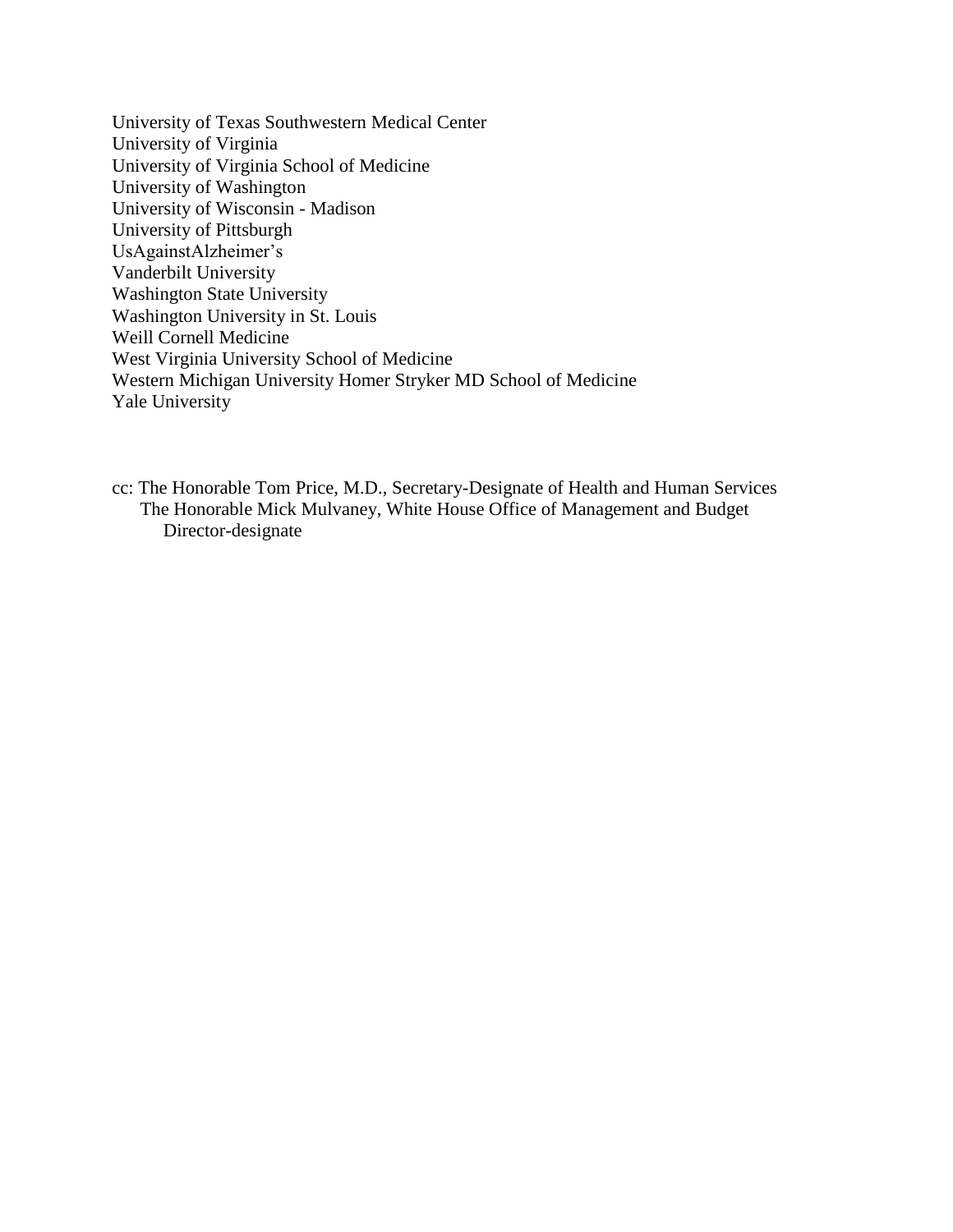University of Texas Southwestern Medical Center
University of Virginia
University of Virginia School of Medicine
University of Washington
University of Wisconsin - Madison
University of Pittsburgh
UsAgainstAlzheimer's
Vanderbilt University
Washington State University
Washington University in St. Louis
Weill Cornell Medicine
West Virginia University School of Medicine
Western Michigan University Homer Stryker MD School of Medicine
Yale University

cc: The Honorable Tom Price, M.D., Secretary-Designate of Health and Human Services
The Honorable Mick Mulvaney, White House Office of Management and Budget Director-designate